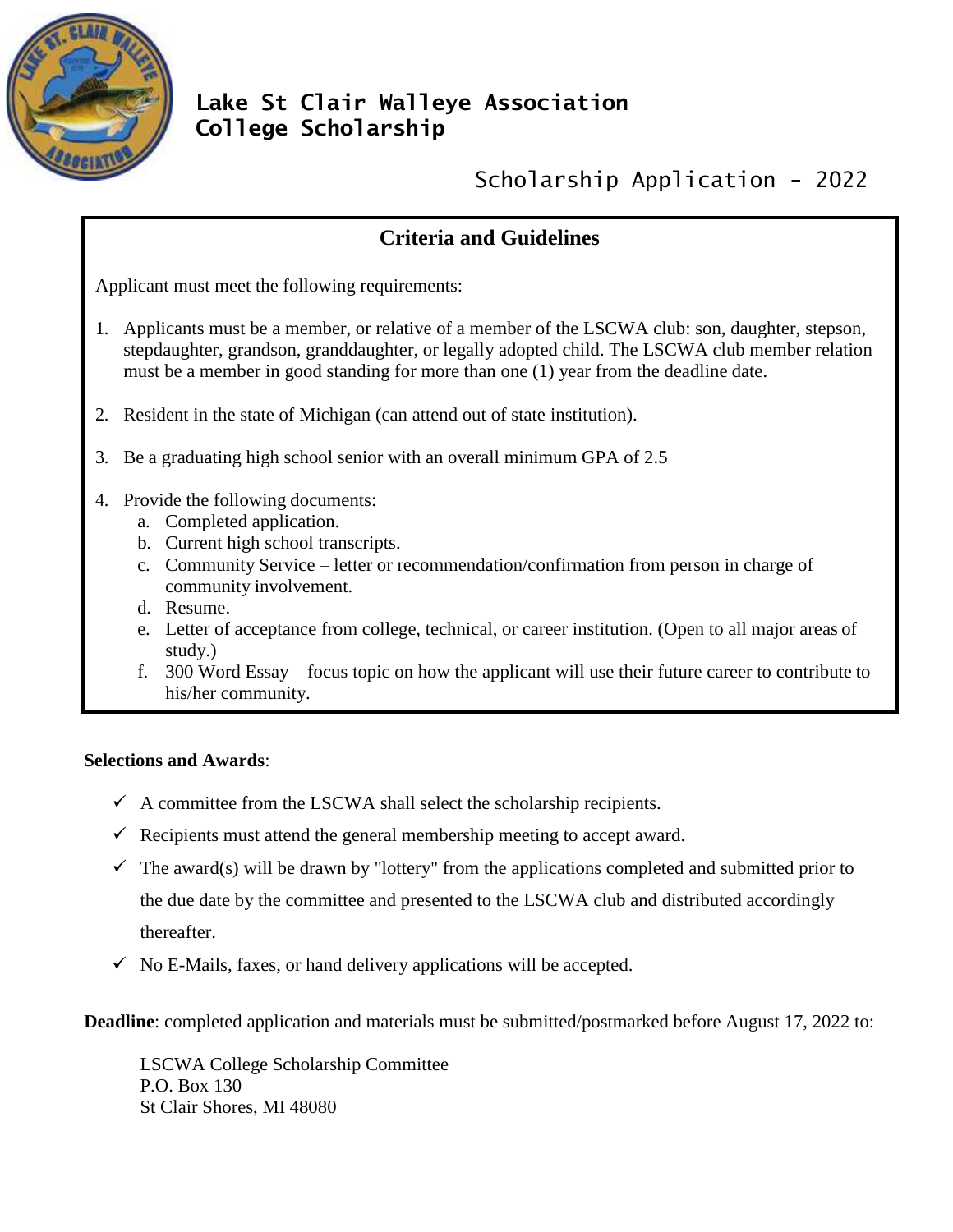# Lake St Clair Walleye Association College Scholarship

## Scholarship Application - 2022

### Criteria and Guidelines

Applicant must meet the following requirements:

1. Applicants must be a member, or relative of a member of the LSCWA club: son, daughter, stepson, stepdaughter, grandson, granddaughter, or legally adopted child. The LSCWA club member relation must be a member in good standing for more than one (1) year from the deadline date.
2. Resident in the state of Michigan (can attend out of state institution).
3. Be a graduating high school senior with an overall minimum GPA of 2.5
4. Provide the following documents:
   a. Completed application.
   b. Current high school transcripts.
   c. Community Service – letter or recommendation/confirmation from person in charge of community involvement.
   d. Resume.
   e. Letter of acceptance from college, technical, or career institution. (Open to all major areas of study.)
   f. 300 Word Essay – focus topic on how the applicant will use their future career to contribute to his/her community.

**Selections and Awards**:

- ✓ A committee from the LSCWA shall select the scholarship recipients.
- ✓ Recipients must attend the general membership meeting to accept award.
- ✓ The award(s) will be drawn by "lottery" from the applications completed and submitted prior to the due date by the committee and presented to the LSCWA club and distributed accordingly thereafter.
- ✓ No E-Mails, faxes, or hand delivery applications will be accepted.

**Deadline**: completed application and materials must be submitted/postmarked before August 17, 2022 to:

LSCWA College Scholarship Committee
P.O. Box 130
St Clair Shores, MI 48080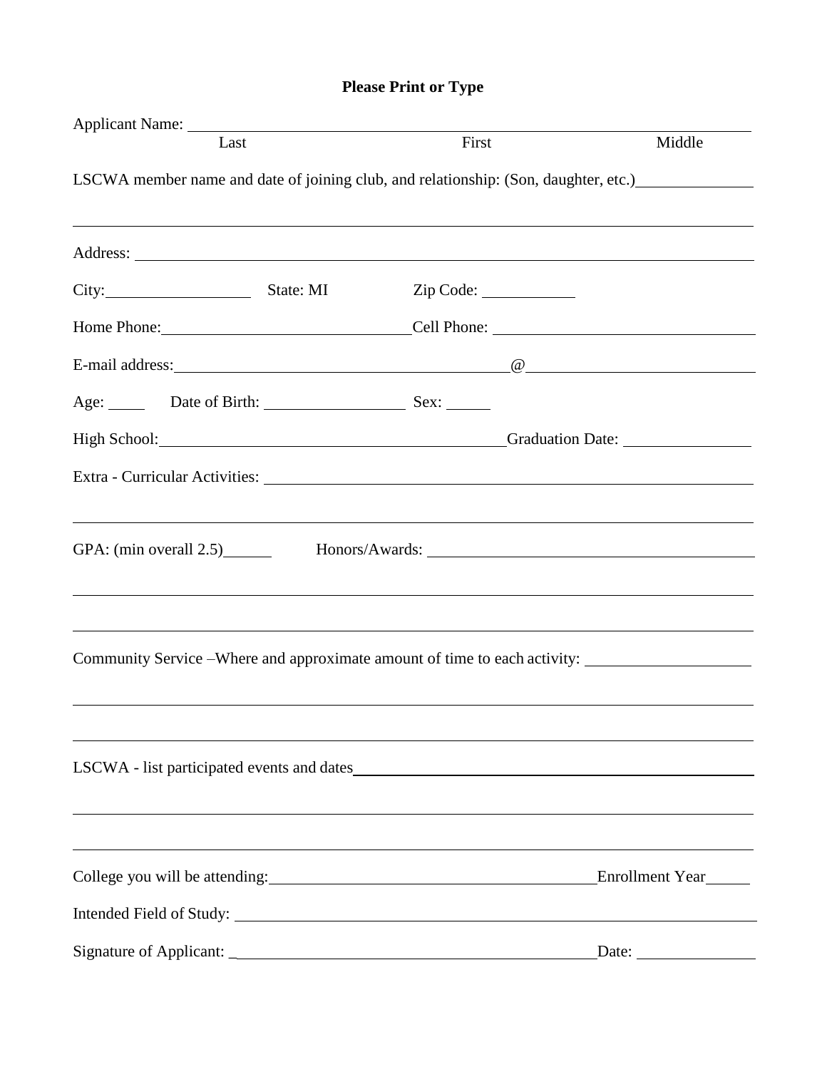**Please Print or Type**

Applicant Name: ______________________________________________

Last First Middle

LSCWA member name and date of joining club, and relationship: (Son, daughter, etc.)______________

______________________________________________

Address: ______________________________________________

City:__________________ State: MI Zip Code: ___________

Home Phone:______________________________Cell Phone: ______________________________

E-mail address:________________________________________@__________________________

Age: _____ Date of Birth: _________________ Sex: ______

High School:___________________________________________Graduation Date: _______________

Extra - Curricular Activities: ______________________________________________

______________________________________________

GPA: (min overall 2.5)______ Honors/Awards: ______________________________________________

______________________________________________

______________________________________________

Community Service –Where and approximate amount of time to each activity: ____________________

______________________________________________

______________________________________________

LSCWA - list participated events and dates______________________________________________

______________________________________________

______________________________________________

College you will be attending:_________________________________________Enrollment Year_____

Intended Field of Study: ______________________________________________

Signature of Applicant: _____________________________________________Date: ______________